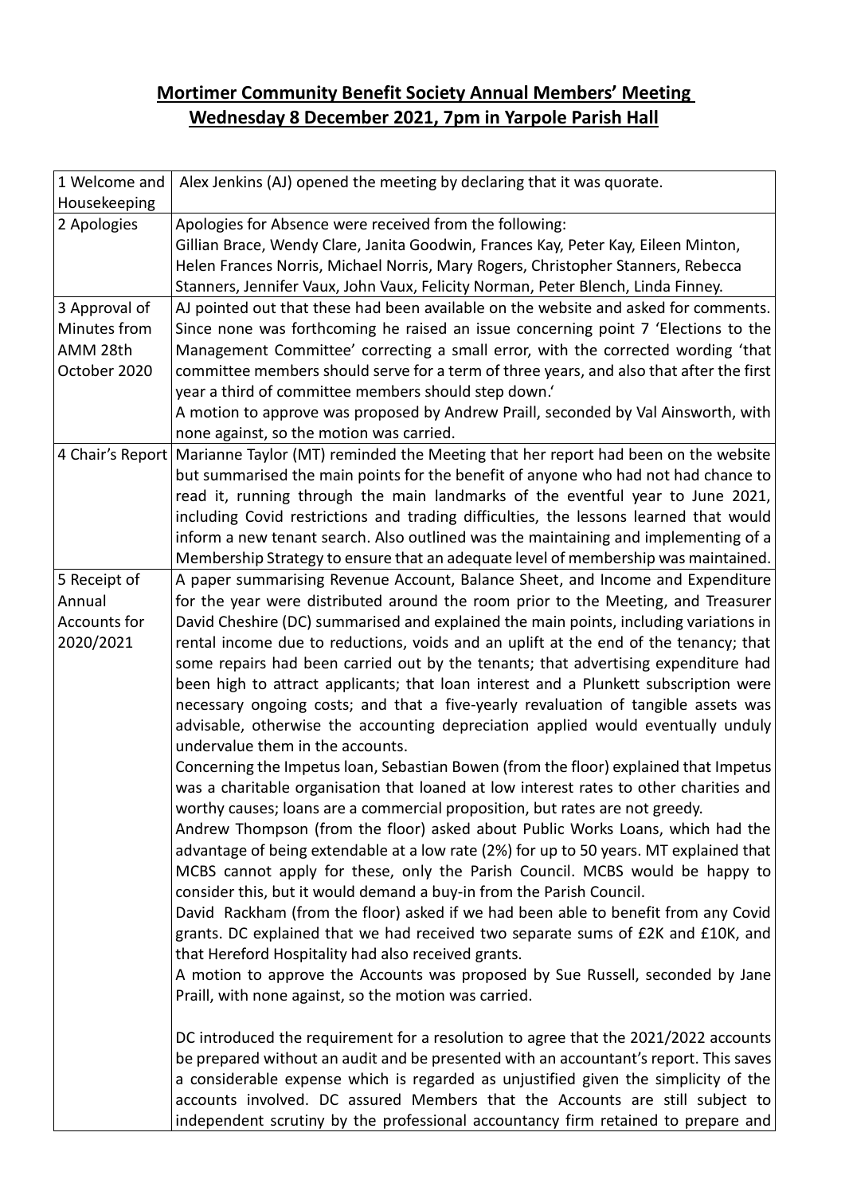# **Mortimer Community Benefit Society Annual Members' Meeting**
## **Wednesday 8 December 2021, 7pm in Yarpole Parish Hall**

| | |
|---|---|
| 1 Welcome and Housekeeping | Alex Jenkins (AJ) opened the meeting by declaring that it was quorate. |
| 2 Apologies | Apologies for Absence were received from the following: Gillian Brace, Wendy Clare, Janita Goodwin, Frances Kay, Peter Kay, Eileen Minton, Helen Frances Norris, Michael Norris, Mary Rogers, Christopher Stanners, Rebecca Stanners, Jennifer Vaux, John Vaux, Felicity Norman, Peter Blench, Linda Finney. |
| 3 Approval of Minutes from AMM 28th October 2020 | AJ pointed out that these had been available on the website and asked for comments. Since none was forthcoming he raised an issue concerning point 7 'Elections to the Management Committee' correcting a small error, with the corrected wording 'that committee members should serve for a term of three years, and also that after the first year a third of committee members should step down.' <br> A motion to approve was proposed by Andrew Praill, seconded by Val Ainsworth, with none against, so the motion was carried. |
| 4 Chair's Report | Marianne Taylor (MT) reminded the Meeting that her report had been on the website but summarised the main points for the benefit of anyone who had not had chance to read it, running through the main landmarks of the eventful year to June 2021, including Covid restrictions and trading difficulties, the lessons learned that would inform a new tenant search. Also outlined was the maintaining and implementing of a Membership Strategy to ensure that an adequate level of membership was maintained. |
| 5 Receipt of Annual Accounts for 2020/2021 | A paper summarising Revenue Account, Balance Sheet, and Income and Expenditure for the year were distributed around the room prior to the Meeting, and Treasurer David Cheshire (DC) summarised and explained the main points, including variations in rental income due to reductions, voids and an uplift at the end of the tenancy; that some repairs had been carried out by the tenants; that advertising expenditure had been high to attract applicants; that loan interest and a Plunkett subscription were necessary ongoing costs; and that a five-yearly revaluation of tangible assets was advisable, otherwise the accounting depreciation applied would eventually unduly undervalue them in the accounts. <br> Concerning the Impetus loan, Sebastian Bowen (from the floor) explained that Impetus was a charitable organisation that loaned at low interest rates to other charities and worthy causes; loans are a commercial proposition, but rates are not greedy. <br> Andrew Thompson (from the floor) asked about Public Works Loans, which had the advantage of being extendable at a low rate (2%) for up to 50 years. MT explained that MCBS cannot apply for these, only the Parish Council. MCBS would be happy to consider this, but it would demand a buy-in from the Parish Council. <br> David Rackham (from the floor) asked if we had been able to benefit from any Covid grants. DC explained that we had received two separate sums of £2K and £10K, and that Hereford Hospitality had also received grants. <br> A motion to approve the Accounts was proposed by Sue Russell, seconded by Jane Praill, with none against, so the motion was carried. <br><br> DC introduced the requirement for a resolution to agree that the 2021/2022 accounts be prepared without an audit and be presented with an accountant's report. This saves a considerable expense which is regarded as unjustified given the simplicity of the accounts involved. DC assured Members that the Accounts are still subject to independent scrutiny by the professional accountancy firm retained to prepare and |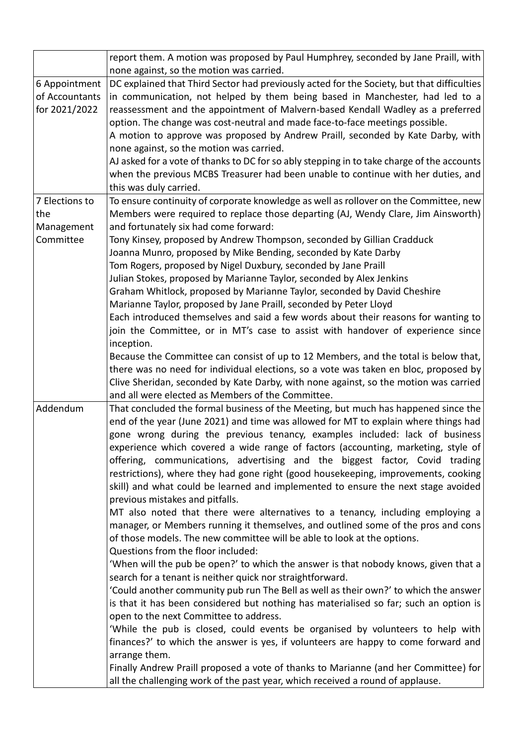| | |
|---|---|
| | report them. A motion was proposed by Paul Humphrey, seconded by Jane Praill, with none against, so the motion was carried. |
| 6 Appointment of Accountants for 2021/2022 | DC explained that Third Sector had previously acted for the Society, but that difficulties in communication, not helped by them being based in Manchester, had led to a reassessment and the appointment of Malvern-based Kendall Wadley as a preferred option. The change was cost-neutral and made face-to-face meetings possible.<br>A motion to approve was proposed by Andrew Praill, seconded by Kate Darby, with none against, so the motion was carried.<br>AJ asked for a vote of thanks to DC for so ably stepping in to take charge of the accounts when the previous MCBS Treasurer had been unable to continue with her duties, and this was duly carried. |
| 7 Elections to the Management Committee | To ensure continuity of corporate knowledge as well as rollover on the Committee, new Members were required to replace those departing (AJ, Wendy Clare, Jim Ainsworth) and fortunately six had come forward:<br>Tony Kinsey, proposed by Andrew Thompson, seconded by Gillian Cradduck<br>Joanna Munro, proposed by Mike Bending, seconded by Kate Darby<br>Tom Rogers, proposed by Nigel Duxbury, seconded by Jane Praill<br>Julian Stokes, proposed by Marianne Taylor, seconded by Alex Jenkins<br>Graham Whitlock, proposed by Marianne Taylor, seconded by David Cheshire<br>Marianne Taylor, proposed by Jane Praill, seconded by Peter Lloyd<br>Each introduced themselves and said a few words about their reasons for wanting to join the Committee, or in MT's case to assist with handover of experience since inception.<br>Because the Committee can consist of up to 12 Members, and the total is below that, there was no need for individual elections, so a vote was taken en bloc, proposed by Clive Sheridan, seconded by Kate Darby, with none against, so the motion was carried and all were elected as Members of the Committee. |
| Addendum | That concluded the formal business of the Meeting, but much has happened since the end of the year (June 2021) and time was allowed for MT to explain where things had gone wrong during the previous tenancy, examples included: lack of business experience which covered a wide range of factors (accounting, marketing, style of offering, communications, advertising and the biggest factor, Covid trading restrictions), where they had gone right (good housekeeping, improvements, cooking skill) and what could be learned and implemented to ensure the next stage avoided previous mistakes and pitfalls.<br>MT also noted that there were alternatives to a tenancy, including employing a manager, or Members running it themselves, and outlined some of the pros and cons of those models. The new committee will be able to look at the options.<br>Questions from the floor included:<br>'When will the pub be open?' to which the answer is that nobody knows, given that a search for a tenant is neither quick nor straightforward.<br>'Could another community pub run The Bell as well as their own?' to which the answer is that it has been considered but nothing has materialised so far; such an option is open to the next Committee to address.<br>'While the pub is closed, could events be organised by volunteers to help with finances?' to which the answer is yes, if volunteers are happy to come forward and arrange them.<br>Finally Andrew Praill proposed a vote of thanks to Marianne (and her Committee) for all the challenging work of the past year, which received a round of applause. |